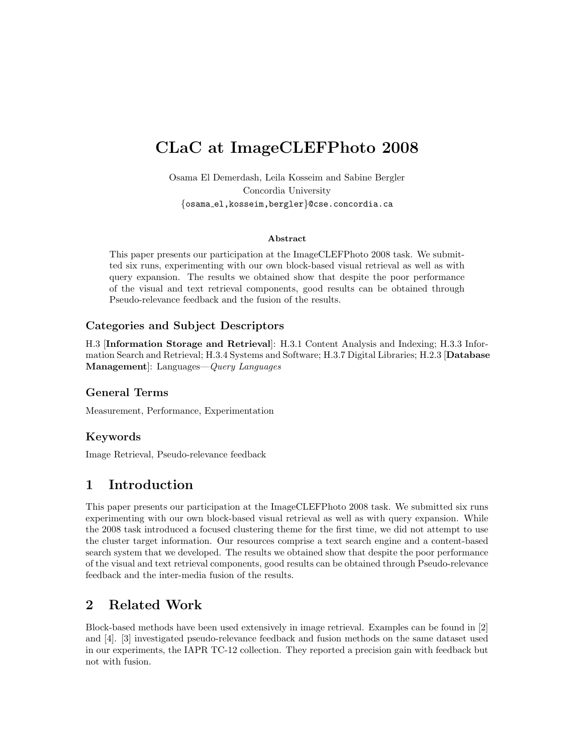# CLaC at ImageCLEFPhoto 2008

Osama El Demerdash, Leila Kosseim and Sabine Bergler
Concordia University
{osama_el,kosseim,bergler}@cse.concordia.ca

**Abstract**

This paper presents our participation at the ImageCLEFPhoto 2008 task. We submitted six runs, experimenting with our own block-based visual retrieval as well as with query expansion. The results we obtained show that despite the poor performance of the visual and text retrieval components, good results can be obtained through Pseudo-relevance feedback and the fusion of the results.

### Categories and Subject Descriptors

H.3 [**Information Storage and Retrieval**]: H.3.1 Content Analysis and Indexing; H.3.3 Information Search and Retrieval; H.3.4 Systems and Software; H.3.7 Digital Libraries; H.2.3 [**Database Management**]: Languages—*Query Languages*

### General Terms

Measurement, Performance, Experimentation

### Keywords

Image Retrieval, Pseudo-relevance feedback

## 1 Introduction

This paper presents our participation at the ImageCLEFPhoto 2008 task. We submitted six runs experimenting with our own block-based visual retrieval as well as with query expansion. While the 2008 task introduced a focused clustering theme for the first time, we did not attempt to use the cluster target information. Our resources comprise a text search engine and a content-based search system that we developed. The results we obtained show that despite the poor performance of the visual and text retrieval components, good results can be obtained through Pseudo-relevance feedback and the inter-media fusion of the results.

## 2 Related Work

Block-based methods have been used extensively in image retrieval. Examples can be found in [2] and [4]. [3] investigated pseudo-relevance feedback and fusion methods on the same dataset used in our experiments, the IAPR TC-12 collection. They reported a precision gain with feedback but not with fusion.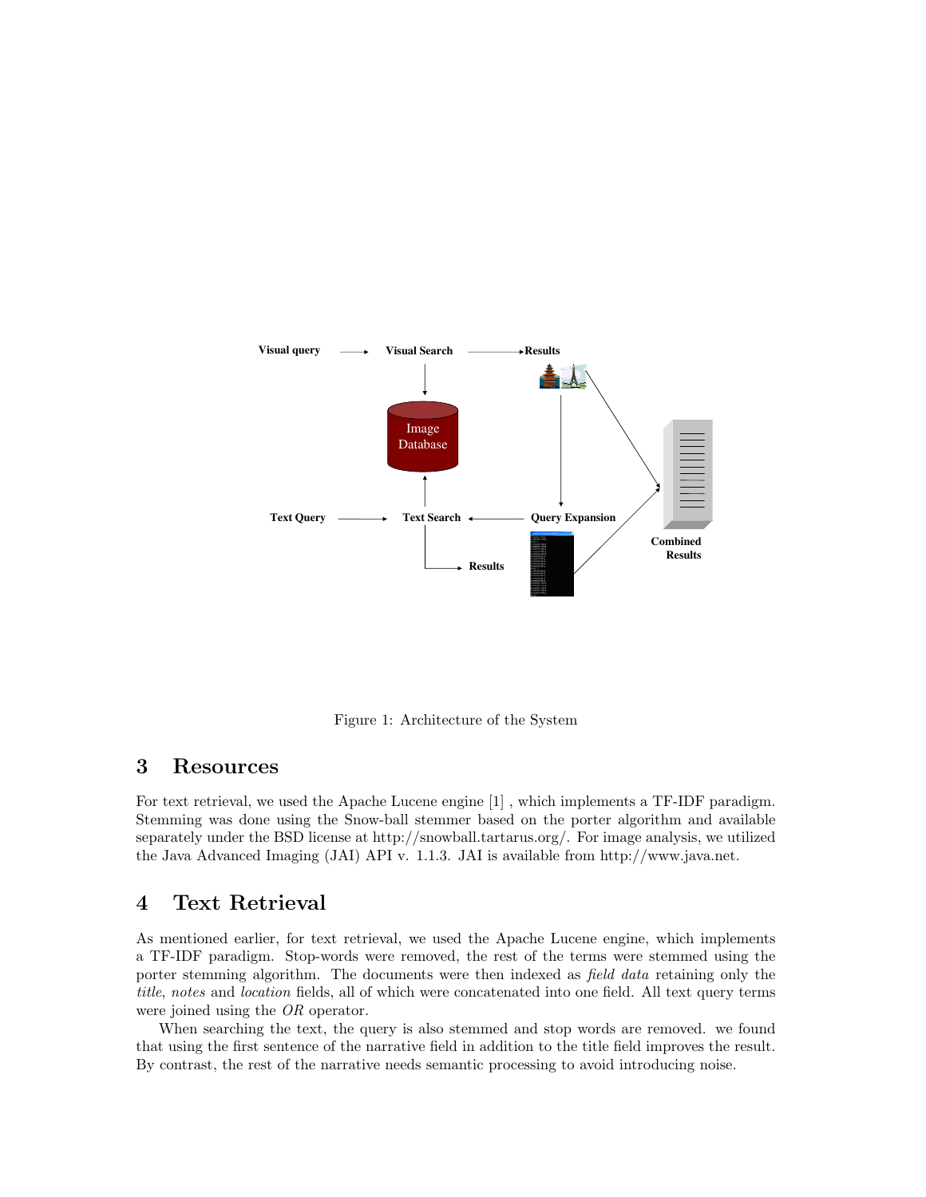Figure 1: Architecture of the System

## 3 Resources

For text retrieval, we used the Apache Lucene engine [1] , which implements a TF-IDF paradigm. Stemming was done using the Snow-ball stemmer based on the porter algorithm and available separately under the BSD license at http://snowball.tartarus.org/. For image analysis, we utilized the Java Advanced Imaging (JAI) API v. 1.1.3. JAI is available from http://www.java.net.

## 4 Text Retrieval

As mentioned earlier, for text retrieval, we used the Apache Lucene engine, which implements a TF-IDF paradigm. Stop-words were removed, the rest of the terms were stemmed using the porter stemming algorithm. The documents were then indexed as *field data* retaining only the *title*, *notes* and *location* fields, all of which were concatenated into one field. All text query terms were joined using the *OR* operator.

When searching the text, the query is also stemmed and stop words are removed. we found that using the first sentence of the narrative field in addition to the title field improves the result. By contrast, the rest of the narrative needs semantic processing to avoid introducing noise.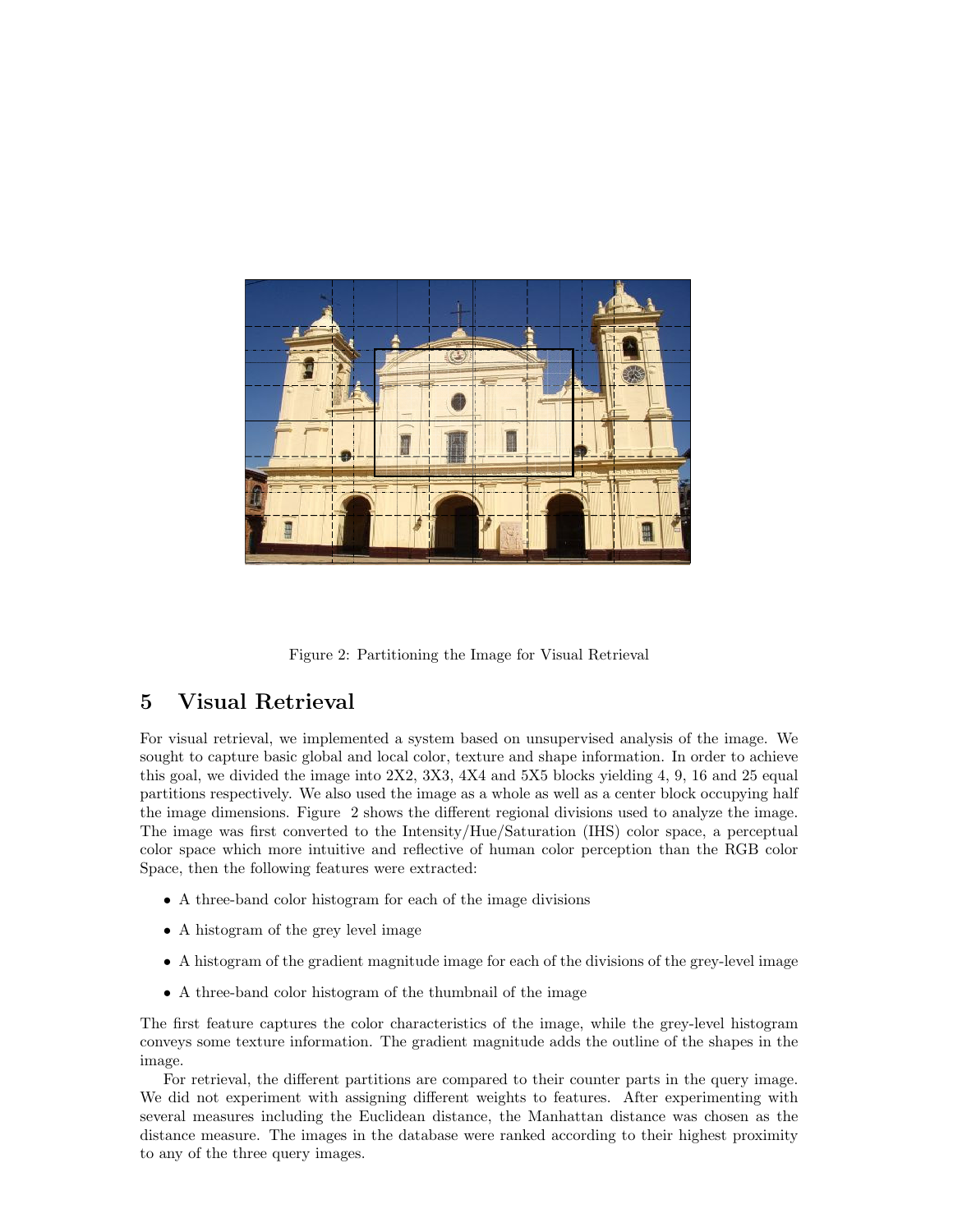Figure 2: Partitioning the Image for Visual Retrieval

## 5 Visual Retrieval

For visual retrieval, we implemented a system based on unsupervised analysis of the image. We sought to capture basic global and local color, texture and shape information. In order to achieve this goal, we divided the image into 2X2, 3X3, 4X4 and 5X5 blocks yielding 4, 9, 16 and 25 equal partitions respectively. We also used the image as a whole as well as a center block occupying half the image dimensions. Figure 2 shows the different regional divisions used to analyze the image. The image was first converted to the Intensity/Hue/Saturation (IHS) color space, a perceptual color space which more intuitive and reflective of human color perception than the RGB color Space, then the following features were extracted:

- A three-band color histogram for each of the image divisions
- A histogram of the grey level image
- A histogram of the gradient magnitude image for each of the divisions of the grey-level image
- A three-band color histogram of the thumbnail of the image

The first feature captures the color characteristics of the image, while the grey-level histogram conveys some texture information. The gradient magnitude adds the outline of the shapes in the image.

For retrieval, the different partitions are compared to their counter parts in the query image. We did not experiment with assigning different weights to features. After experimenting with several measures including the Euclidean distance, the Manhattan distance was chosen as the distance measure. The images in the database were ranked according to their highest proximity to any of the three query images.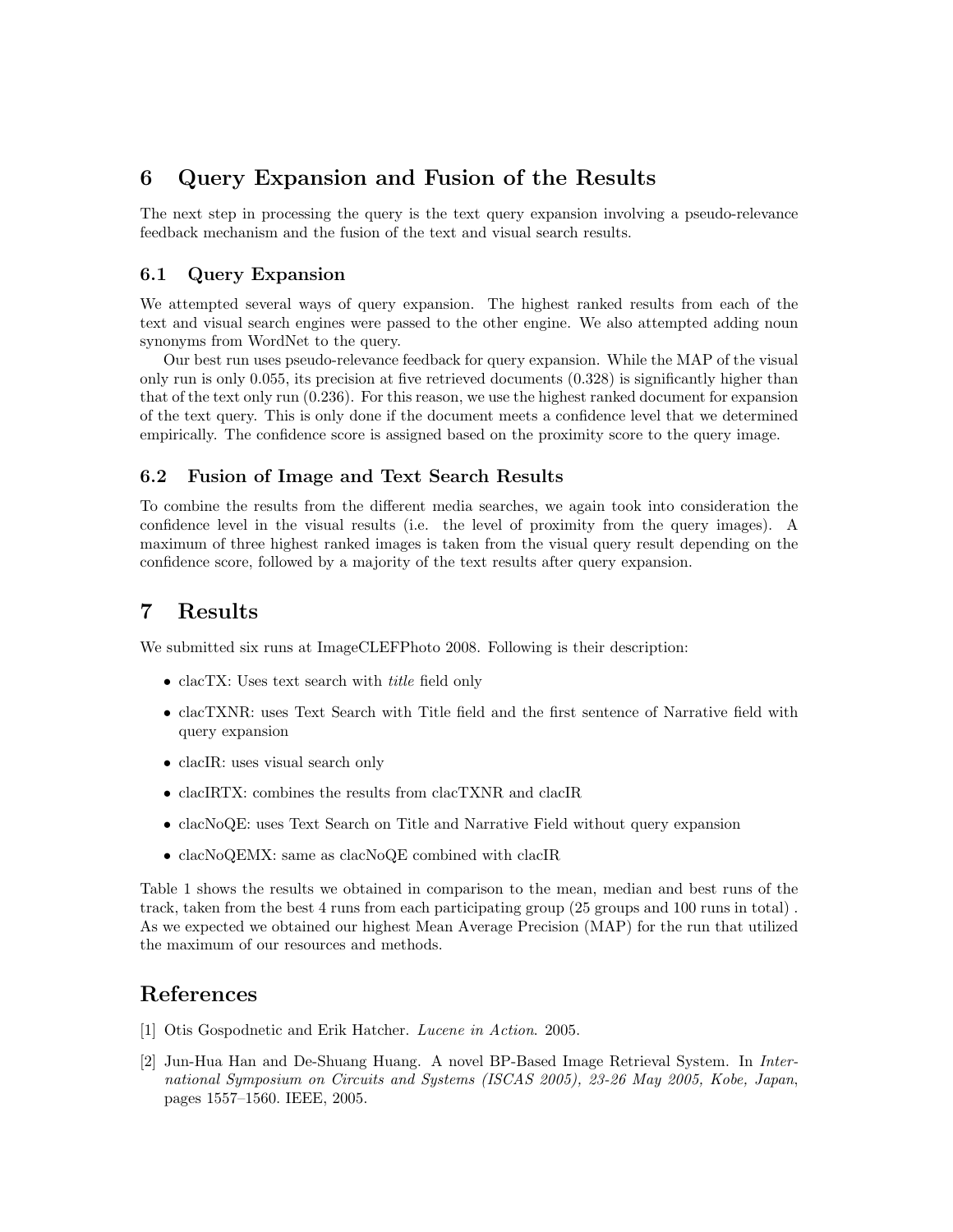## 6 Query Expansion and Fusion of the Results

The next step in processing the query is the text query expansion involving a pseudo-relevance feedback mechanism and the fusion of the text and visual search results.

### 6.1 Query Expansion

We attempted several ways of query expansion. The highest ranked results from each of the text and visual search engines were passed to the other engine. We also attempted adding noun synonyms from WordNet to the query.

Our best run uses pseudo-relevance feedback for query expansion. While the MAP of the visual only run is only 0.055, its precision at five retrieved documents (0.328) is significantly higher than that of the text only run (0.236). For this reason, we use the highest ranked document for expansion of the text query. This is only done if the document meets a confidence level that we determined empirically. The confidence score is assigned based on the proximity score to the query image.

### 6.2 Fusion of Image and Text Search Results

To combine the results from the different media searches, we again took into consideration the confidence level in the visual results (i.e. the level of proximity from the query images). A maximum of three highest ranked images is taken from the visual query result depending on the confidence score, followed by a majority of the text results after query expansion.

## 7 Results

We submitted six runs at ImageCLEFPhoto 2008. Following is their description:

- clacTX: Uses text search with *title* field only
- clacTXNR: uses Text Search with Title field and the first sentence of Narrative field with query expansion
- clacIR: uses visual search only
- clacIRTX: combines the results from clacTXNR and clacIR
- clacNoQE: uses Text Search on Title and Narrative Field without query expansion
- clacNoQEMX: same as clacNoQE combined with clacIR

Table 1 shows the results we obtained in comparison to the mean, median and best runs of the track, taken from the best 4 runs from each participating group (25 groups and 100 runs in total) . As we expected we obtained our highest Mean Average Precision (MAP) for the run that utilized the maximum of our resources and methods.

## References

[1] Otis Gospodnetic and Erik Hatcher. *Lucene in Action*. 2005.

[2] Jun-Hua Han and De-Shuang Huang. A novel BP-Based Image Retrieval System. In *International Symposium on Circuits and Systems (ISCAS 2005), 23-26 May 2005, Kobe, Japan*, pages 1557–1560. IEEE, 2005.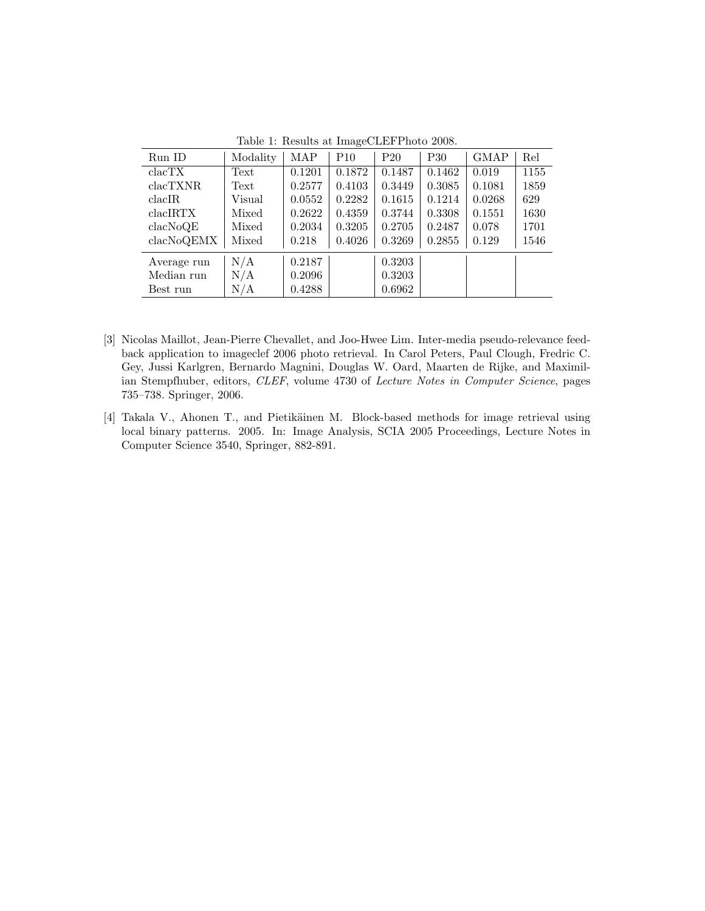Table 1: Results at ImageCLEFPhoto 2008.

| Run ID | Modality | MAP | P10 | P20 | P30 | GMAP | Rel |
|---|---|---|---|---|---|---|---|
| clacTX | Text | 0.1201 | 0.1872 | 0.1487 | 0.1462 | 0.019 | 1155 |
| clacTXNR | Text | 0.2577 | 0.4103 | 0.3449 | 0.3085 | 0.1081 | 1859 |
| clacIR | Visual | 0.0552 | 0.2282 | 0.1615 | 0.1214 | 0.0268 | 629 |
| clacIRTX | Mixed | 0.2622 | 0.4359 | 0.3744 | 0.3308 | 0.1551 | 1630 |
| clacNoQE | Mixed | 0.2034 | 0.3205 | 0.2705 | 0.2487 | 0.078 | 1701 |
| clacNoQEMX | Mixed | 0.218 | 0.4026 | 0.3269 | 0.2855 | 0.129 | 1546 |
| Average run | N/A | 0.2187 | | 0.3203 | | | |
| Median run | N/A | 0.2096 | | 0.3203 | | | |
| Best run | N/A | 0.4288 | | 0.6962 | | | |

[3] Nicolas Maillot, Jean-Pierre Chevallet, and Joo-Hwee Lim. Inter-media pseudo-relevance feedback application to imageclef 2006 photo retrieval. In Carol Peters, Paul Clough, Fredric C. Gey, Jussi Karlgren, Bernardo Magnini, Douglas W. Oard, Maarten de Rijke, and Maximilian Stempfhuber, editors, *CLEF*, volume 4730 of *Lecture Notes in Computer Science*, pages 735–738. Springer, 2006.

[4] Takala V., Ahonen T., and Pietikäinen M. Block-based methods for image retrieval using local binary patterns. 2005. In: Image Analysis, SCIA 2005 Proceedings, Lecture Notes in Computer Science 3540, Springer, 882-891.